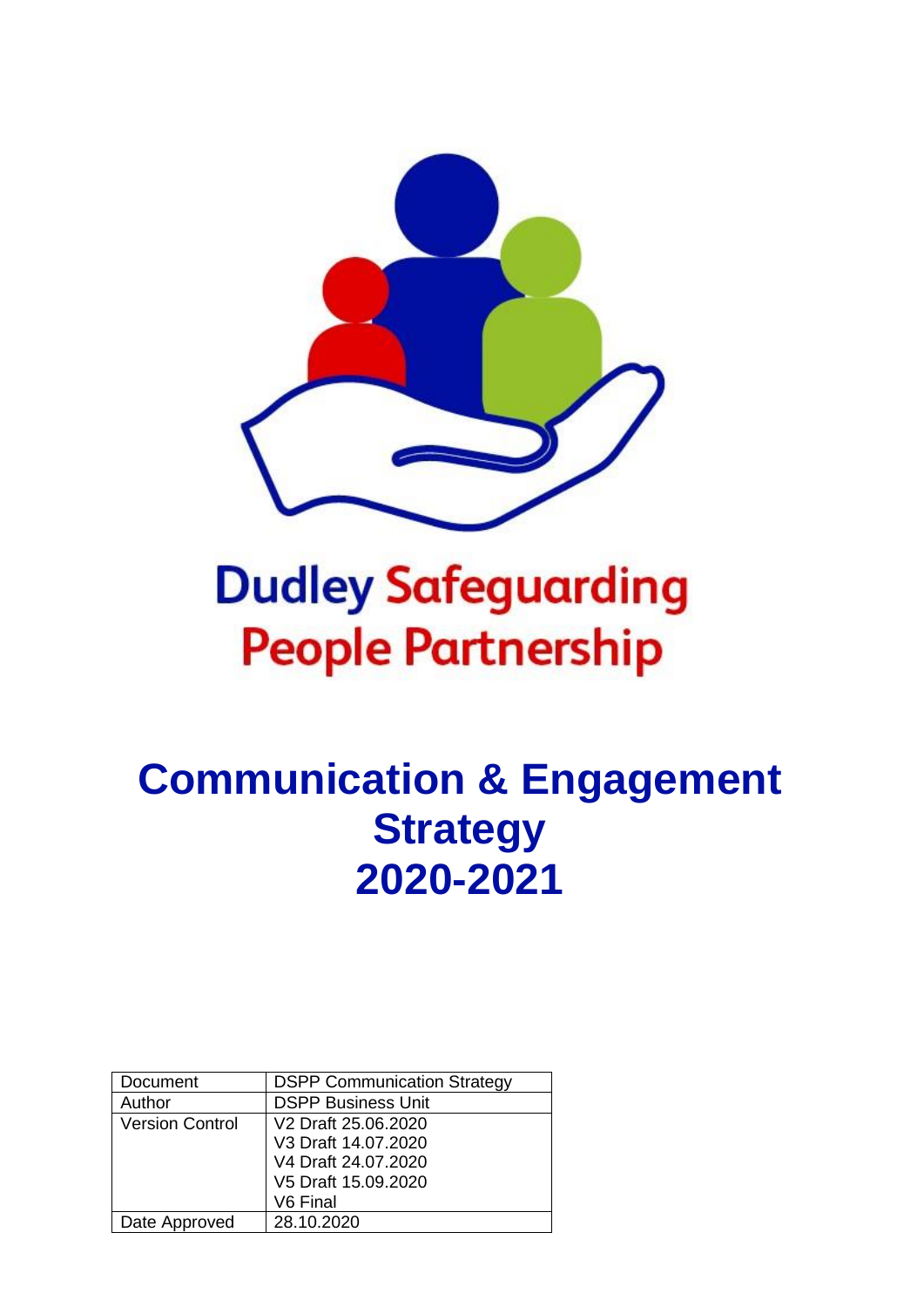Dudley Safeguarding People Partnership

# Communication & Engagement Strategy 2020-2021

| Document | DSPP Communication Strategy |
|---|---|
| Author | DSPP Business Unit |
| Version Control | V2 Draft 25.06.2020<br>V3 Draft 14.07.2020<br>V4 Draft 24.07.2020<br>V5 Draft 15.09.2020<br>V6 Final |
| Date Approved | 28.10.2020 |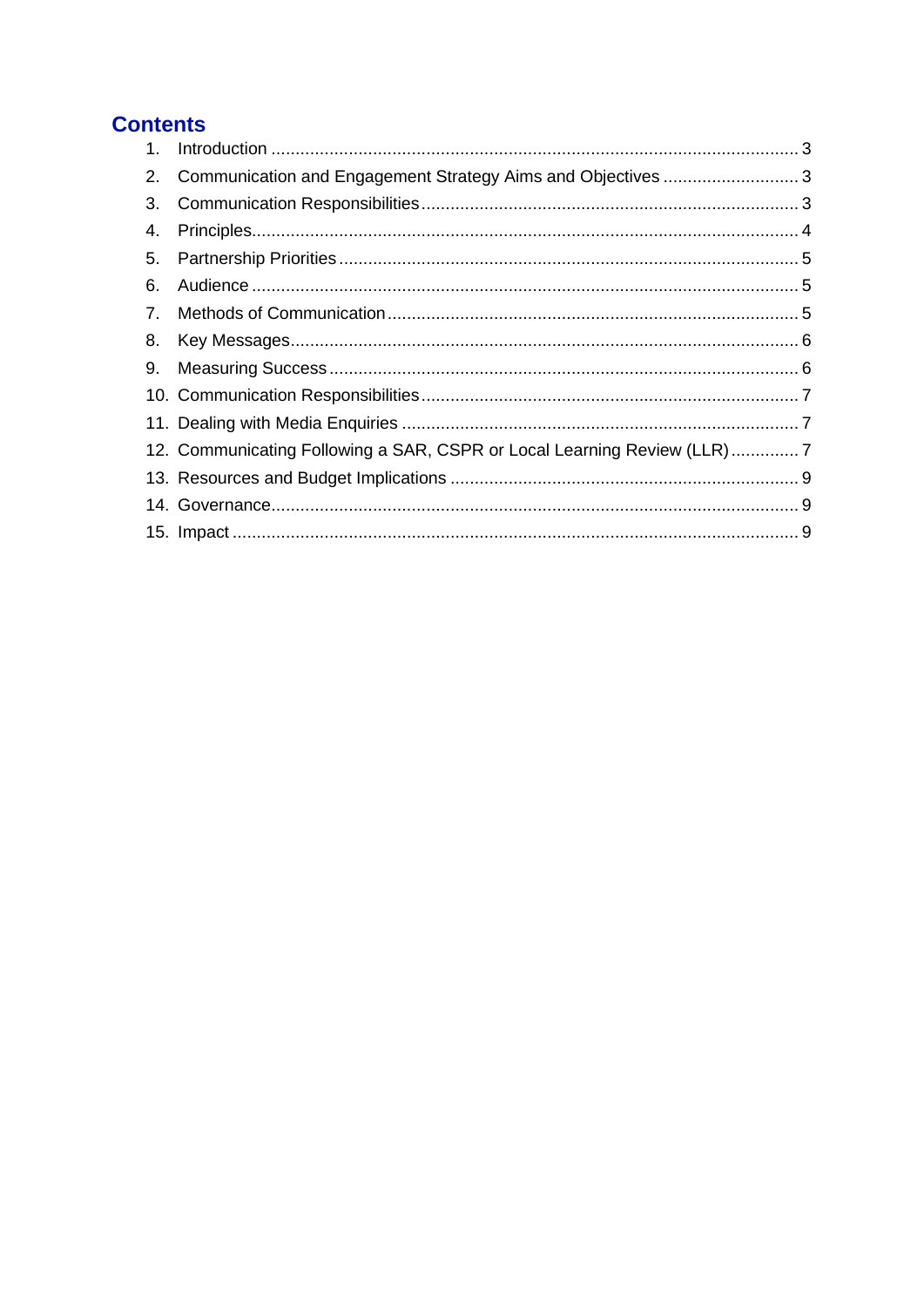## Contents

1. Introduction ... 3
2. Communication and Engagement Strategy Aims and Objectives ... 3
3. Communication Responsibilities ... 3
4. Principles ... 4
5. Partnership Priorities ... 5
6. Audience ... 5
7. Methods of Communication ... 5
8. Key Messages ... 6
9. Measuring Success ... 6
10. Communication Responsibilities ... 7
11. Dealing with Media Enquiries ... 7
12. Communicating Following a SAR, CSPR or Local Learning Review (LLR) ... 7
13. Resources and Budget Implications ... 9
14. Governance ... 9
15. Impact ... 9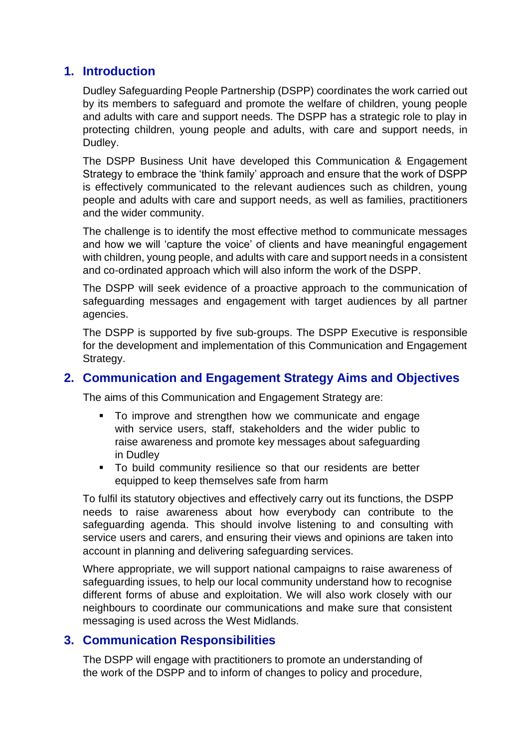## 1. Introduction

Dudley Safeguarding People Partnership (DSPP) coordinates the work carried out by its members to safeguard and promote the welfare of children, young people and adults with care and support needs. The DSPP has a strategic role to play in protecting children, young people and adults, with care and support needs, in Dudley.

The DSPP Business Unit have developed this Communication & Engagement Strategy to embrace the 'think family' approach and ensure that the work of DSPP is effectively communicated to the relevant audiences such as children, young people and adults with care and support needs, as well as families, practitioners and the wider community.

The challenge is to identify the most effective method to communicate messages and how we will 'capture the voice' of clients and have meaningful engagement with children, young people, and adults with care and support needs in a consistent and co-ordinated approach which will also inform the work of the DSPP.

The DSPP will seek evidence of a proactive approach to the communication of safeguarding messages and engagement with target audiences by all partner agencies.

The DSPP is supported by five sub-groups. The DSPP Executive is responsible for the development and implementation of this Communication and Engagement Strategy.

## 2. Communication and Engagement Strategy Aims and Objectives

The aims of this Communication and Engagement Strategy are:

- To improve and strengthen how we communicate and engage with service users, staff, stakeholders and the wider public to raise awareness and promote key messages about safeguarding in Dudley
- To build community resilience so that our residents are better equipped to keep themselves safe from harm

To fulfil its statutory objectives and effectively carry out its functions, the DSPP needs to raise awareness about how everybody can contribute to the safeguarding agenda. This should involve listening to and consulting with service users and carers, and ensuring their views and opinions are taken into account in planning and delivering safeguarding services.

Where appropriate, we will support national campaigns to raise awareness of safeguarding issues, to help our local community understand how to recognise different forms of abuse and exploitation. We will also work closely with our neighbours to coordinate our communications and make sure that consistent messaging is used across the West Midlands.

## 3. Communication Responsibilities

The DSPP will engage with practitioners to promote an understanding of the work of the DSPP and to inform of changes to policy and procedure,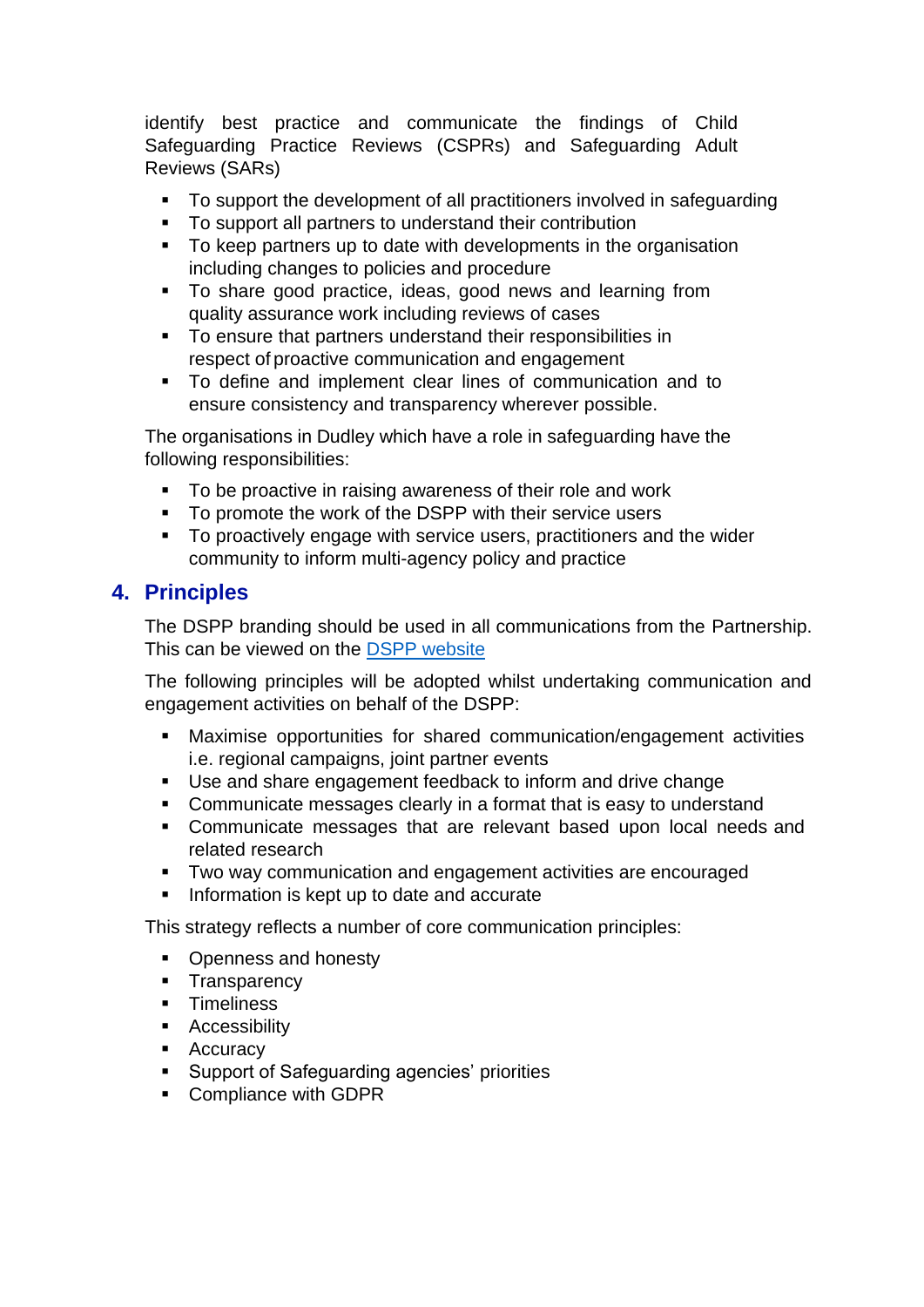identify best practice and communicate the findings of Child Safeguarding Practice Reviews (CSPRs) and Safeguarding Adult Reviews (SARs)

- To support the development of all practitioners involved in safeguarding
- To support all partners to understand their contribution
- To keep partners up to date with developments in the organisation including changes to policies and procedure
- To share good practice, ideas, good news and learning from quality assurance work including reviews of cases
- To ensure that partners understand their responsibilities in respect of proactive communication and engagement
- To define and implement clear lines of communication and to ensure consistency and transparency wherever possible.

The organisations in Dudley which have a role in safeguarding have the following responsibilities:

- To be proactive in raising awareness of their role and work
- To promote the work of the DSPP with their service users
- To proactively engage with service users, practitioners and the wider community to inform multi-agency policy and practice

## 4. Principles

The DSPP branding should be used in all communications from the Partnership. This can be viewed on the [DSPP website](DSPP website)

The following principles will be adopted whilst undertaking communication and engagement activities on behalf of the DSPP:

- Maximise opportunities for shared communication/engagement activities i.e. regional campaigns, joint partner events
- Use and share engagement feedback to inform and drive change
- Communicate messages clearly in a format that is easy to understand
- Communicate messages that are relevant based upon local needs and related research
- Two way communication and engagement activities are encouraged
- Information is kept up to date and accurate

This strategy reflects a number of core communication principles:

- Openness and honesty
- Transparency
- Timeliness
- Accessibility
- Accuracy
- Support of Safeguarding agencies' priorities
- Compliance with GDPR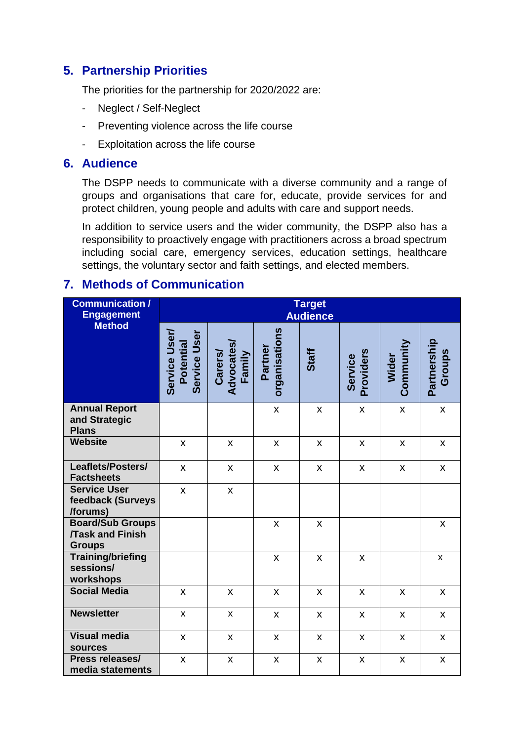## 5. Partnership Priorities

The priorities for the partnership for 2020/2022 are:

- Neglect / Self-Neglect
- Preventing violence across the life course
- Exploitation across the life course

## 6. Audience

The DSPP needs to communicate with a diverse community and a range of groups and organisations that care for, educate, provide services for and protect children, young people and adults with care and support needs.

In addition to service users and the wider community, the DSPP also has a responsibility to proactively engage with practitioners across a broad spectrum including social care, emergency services, education settings, healthcare settings, the voluntary sector and faith settings, and elected members.

## 7. Methods of Communication

| Communication / Engagement Method | Target Audience | | | | | | |
|---|---|---|---|---|---|---|---|
| | Service User/ Potential Service User | Carers/ Advocates/ Family | Partner organisations | Staff | Service Providers | Wider Community | Partnership Groups |
| **Annual Report and Strategic Plans** | | | x | x | x | x | x |
| **Website** | x | x | x | x | x | x | x |
| **Leaflets/Posters/ Factsheets** | x | x | x | x | x | x | x |
| **Service User feedback (Surveys /forums)** | x | x | | | | | |
| **Board/Sub Groups /Task and Finish Groups** | | | x | x | | | x |
| **Training/briefing sessions/ workshops** | | | x | x | x | | x |
| **Social Media** | x | x | x | x | x | x | x |
| **Newsletter** | x | x | x | x | x | x | x |
| **Visual media sources** | x | x | x | x | x | x | x |
| **Press releases/ media statements** | x | x | x | x | x | x | x |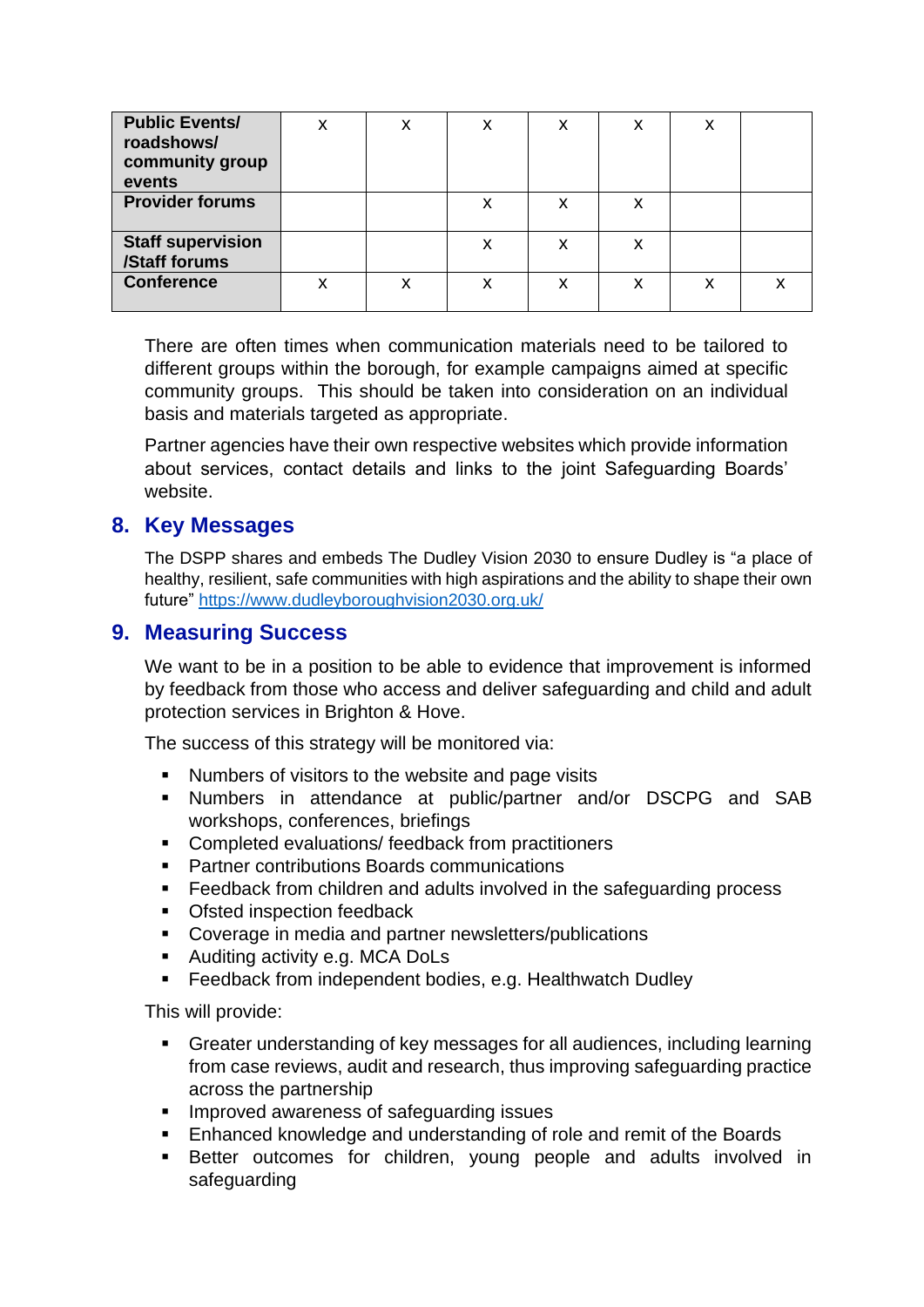| | | | | | | | |
|---|---|---|---|---|---|---|---|
| **Public Events/ roadshows/ community group events** | x | x | x | x | x | x | |
| **Provider forums** | | | x | x | x | | |
| **Staff supervision /Staff forums** | | | x | x | x | | |
| **Conference** | x | x | x | x | x | x | x |

There are often times when communication materials need to be tailored to different groups within the borough, for example campaigns aimed at specific community groups. This should be taken into consideration on an individual basis and materials targeted as appropriate.

Partner agencies have their own respective websites which provide information about services, contact details and links to the joint Safeguarding Boards' website.

## 8. Key Messages

The DSPP shares and embeds The Dudley Vision 2030 to ensure Dudley is "a place of healthy, resilient, safe communities with high aspirations and the ability to shape their own future" https://www.dudleyboroughvision2030.org.uk/

## 9. Measuring Success

We want to be in a position to be able to evidence that improvement is informed by feedback from those who access and deliver safeguarding and child and adult protection services in Brighton & Hove.

The success of this strategy will be monitored via:

- Numbers of visitors to the website and page visits
- Numbers in attendance at public/partner and/or DSCPG and SAB workshops, conferences, briefings
- Completed evaluations/ feedback from practitioners
- Partner contributions Boards communications
- Feedback from children and adults involved in the safeguarding process
- Ofsted inspection feedback
- Coverage in media and partner newsletters/publications
- Auditing activity e.g. MCA DoLs
- Feedback from independent bodies, e.g. Healthwatch Dudley

This will provide:

- Greater understanding of key messages for all audiences, including learning from case reviews, audit and research, thus improving safeguarding practice across the partnership
- Improved awareness of safeguarding issues
- Enhanced knowledge and understanding of role and remit of the Boards
- Better outcomes for children, young people and adults involved in safeguarding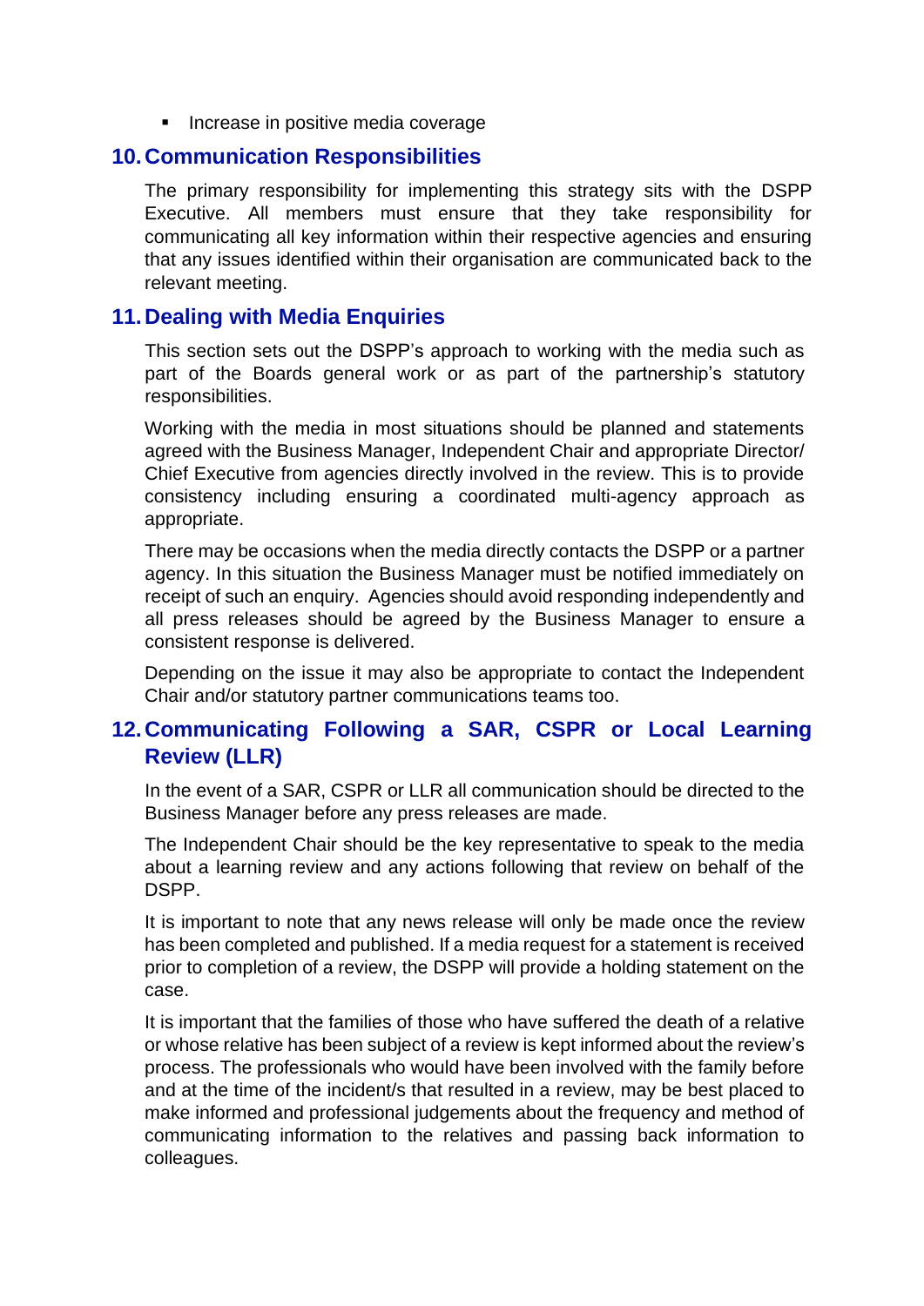- Increase in positive media coverage

## 10. Communication Responsibilities

The primary responsibility for implementing this strategy sits with the DSPP Executive. All members must ensure that they take responsibility for communicating all key information within their respective agencies and ensuring that any issues identified within their organisation are communicated back to the relevant meeting.

## 11. Dealing with Media Enquiries

This section sets out the DSPP's approach to working with the media such as part of the Boards general work or as part of the partnership's statutory responsibilities.

Working with the media in most situations should be planned and statements agreed with the Business Manager, Independent Chair and appropriate Director/ Chief Executive from agencies directly involved in the review. This is to provide consistency including ensuring a coordinated multi-agency approach as appropriate.

There may be occasions when the media directly contacts the DSPP or a partner agency. In this situation the Business Manager must be notified immediately on receipt of such an enquiry. Agencies should avoid responding independently and all press releases should be agreed by the Business Manager to ensure a consistent response is delivered.

Depending on the issue it may also be appropriate to contact the Independent Chair and/or statutory partner communications teams too.

## 12. Communicating Following a SAR, CSPR or Local Learning Review (LLR)

In the event of a SAR, CSPR or LLR all communication should be directed to the Business Manager before any press releases are made.

The Independent Chair should be the key representative to speak to the media about a learning review and any actions following that review on behalf of the DSPP.

It is important to note that any news release will only be made once the review has been completed and published. If a media request for a statement is received prior to completion of a review, the DSPP will provide a holding statement on the case.

It is important that the families of those who have suffered the death of a relative or whose relative has been subject of a review is kept informed about the review's process. The professionals who would have been involved with the family before and at the time of the incident/s that resulted in a review, may be best placed to make informed and professional judgements about the frequency and method of communicating information to the relatives and passing back information to colleagues.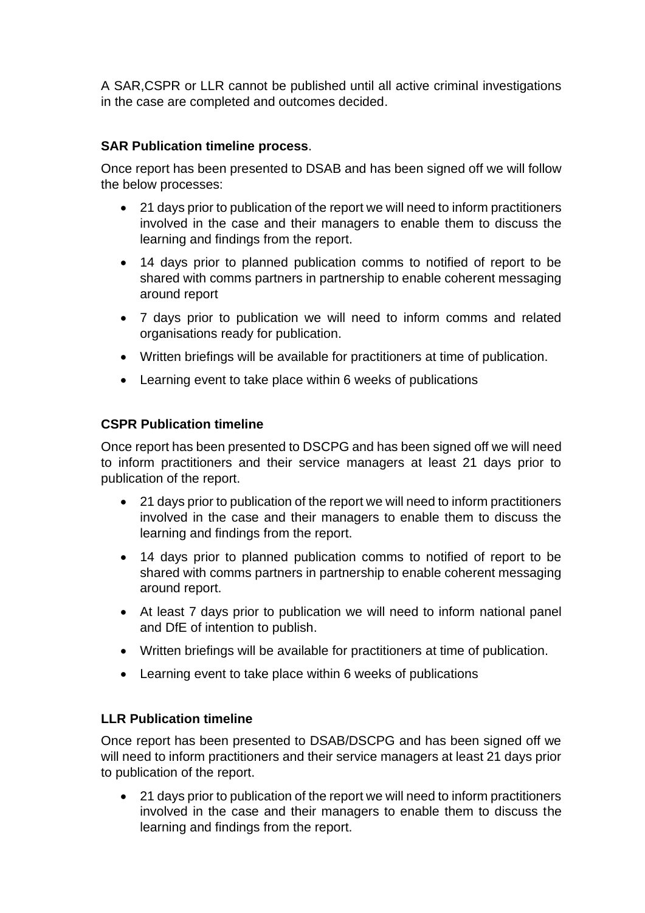A SAR,CSPR or LLR cannot be published until all active criminal investigations in the case are completed and outcomes decided.

**SAR Publication timeline process**.

Once report has been presented to DSAB and has been signed off we will follow the below processes:

- 21 days prior to publication of the report we will need to inform practitioners involved in the case and their managers to enable them to discuss the learning and findings from the report.
- 14 days prior to planned publication comms to notified of report to be shared with comms partners in partnership to enable coherent messaging around report
- 7 days prior to publication we will need to inform comms and related organisations ready for publication.
- Written briefings will be available for practitioners at time of publication.
- Learning event to take place within 6 weeks of publications

**CSPR Publication timeline**

Once report has been presented to DSCPG and has been signed off we will need to inform practitioners and their service managers at least 21 days prior to publication of the report.

- 21 days prior to publication of the report we will need to inform practitioners involved in the case and their managers to enable them to discuss the learning and findings from the report.
- 14 days prior to planned publication comms to notified of report to be shared with comms partners in partnership to enable coherent messaging around report.
- At least 7 days prior to publication we will need to inform national panel and DfE of intention to publish.
- Written briefings will be available for practitioners at time of publication.
- Learning event to take place within 6 weeks of publications

**LLR Publication timeline**

Once report has been presented to DSAB/DSCPG and has been signed off we will need to inform practitioners and their service managers at least 21 days prior to publication of the report.

- 21 days prior to publication of the report we will need to inform practitioners involved in the case and their managers to enable them to discuss the learning and findings from the report.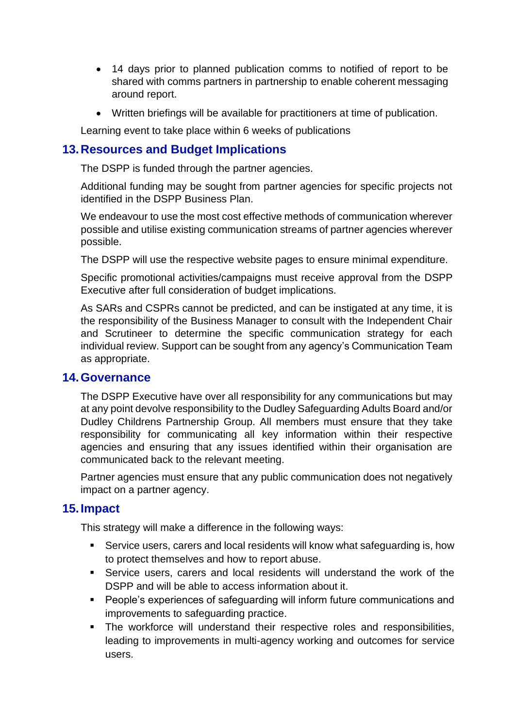- 14 days prior to planned publication comms to notified of report to be shared with comms partners in partnership to enable coherent messaging around report.
- Written briefings will be available for practitioners at time of publication.

Learning event to take place within 6 weeks of publications

## 13. Resources and Budget Implications

The DSPP is funded through the partner agencies.

Additional funding may be sought from partner agencies for specific projects not identified in the DSPP Business Plan.

We endeavour to use the most cost effective methods of communication wherever possible and utilise existing communication streams of partner agencies wherever possible.

The DSPP will use the respective website pages to ensure minimal expenditure.

Specific promotional activities/campaigns must receive approval from the DSPP Executive after full consideration of budget implications.

As SARs and CSPRs cannot be predicted, and can be instigated at any time, it is the responsibility of the Business Manager to consult with the Independent Chair and Scrutineer to determine the specific communication strategy for each individual review. Support can be sought from any agency's Communication Team as appropriate.

## 14. Governance

The DSPP Executive have over all responsibility for any communications but may at any point devolve responsibility to the Dudley Safeguarding Adults Board and/or Dudley Childrens Partnership Group. All members must ensure that they take responsibility for communicating all key information within their respective agencies and ensuring that any issues identified within their organisation are communicated back to the relevant meeting.

Partner agencies must ensure that any public communication does not negatively impact on a partner agency.

## 15. Impact

This strategy will make a difference in the following ways:

- Service users, carers and local residents will know what safeguarding is, how to protect themselves and how to report abuse.
- Service users, carers and local residents will understand the work of the DSPP and will be able to access information about it.
- People's experiences of safeguarding will inform future communications and improvements to safeguarding practice.
- The workforce will understand their respective roles and responsibilities, leading to improvements in multi-agency working and outcomes for service users.